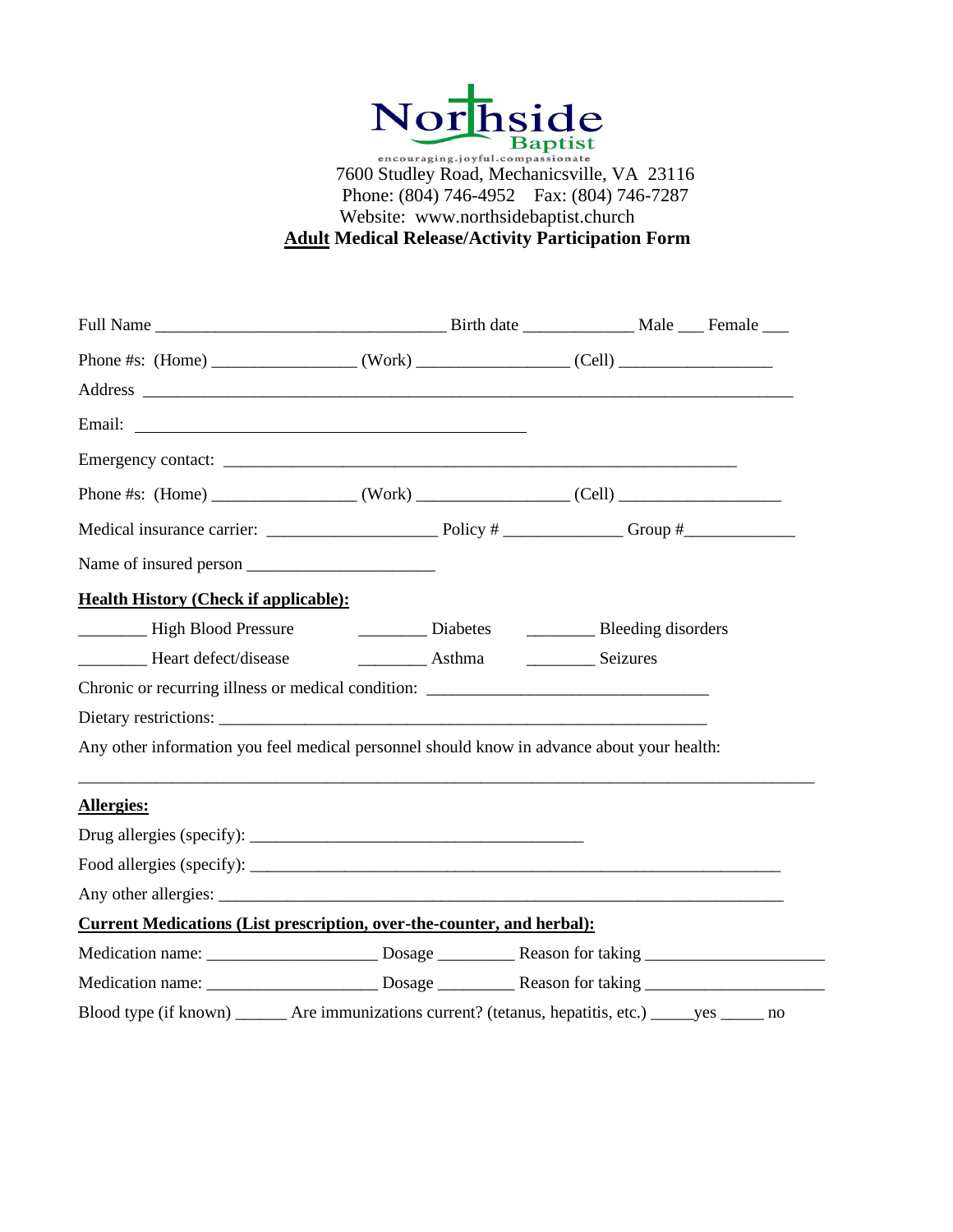Northside Baptist

encouraging.joyful.compassionate

7600 Studley Road, Mechanicsville, VA 23116

Phone: (804) 746-4952 Fax: (804) 746-7287

Website: www.northsidebaptist.church

**Adult Medical Release/Activity Participation Form**

Full Name ________________________________ Birth date ____________ Male ___ Female ___

Phone #s: (Home) ________________ (Work) ________________ (Cell) _________________

Address ______________________________________________________________________

Email: ____________________________________________

Emergency contact: _________________________________________________________

Phone #s: (Home) ________________ (Work) ________________ (Cell) __________________

Medical insurance carrier: ___________________ Policy # _____________ Group #_____________

Name of insured person _____________________

**Health History (Check if applicable):**

________ High Blood Pressure ________ Diabetes ________ Bleeding disorders

________ Heart defect/disease ________ Asthma ________ Seizures

Chronic or recurring illness or medical condition: ________________________________

Dietary restrictions: _______________________________________________________

Any other information you feel medical personnel should know in advance about your health:

_____________________________________________________________________________________

**Allergies:**

Drug allergies (specify): _____________________________________

Food allergies (specify): ___________________________________________________________

Any other allergies: _________________________________________________________________

**Current Medications (List prescription, over-the-counter, and herbal):**

Medication name: ___________________ Dosage _________ Reason for taking ____________________

Medication name: ___________________ Dosage _________ Reason for taking ____________________

Blood type (if known) ______ Are immunizations current? (tetanus, hepatitis, etc.) _____yes _____ no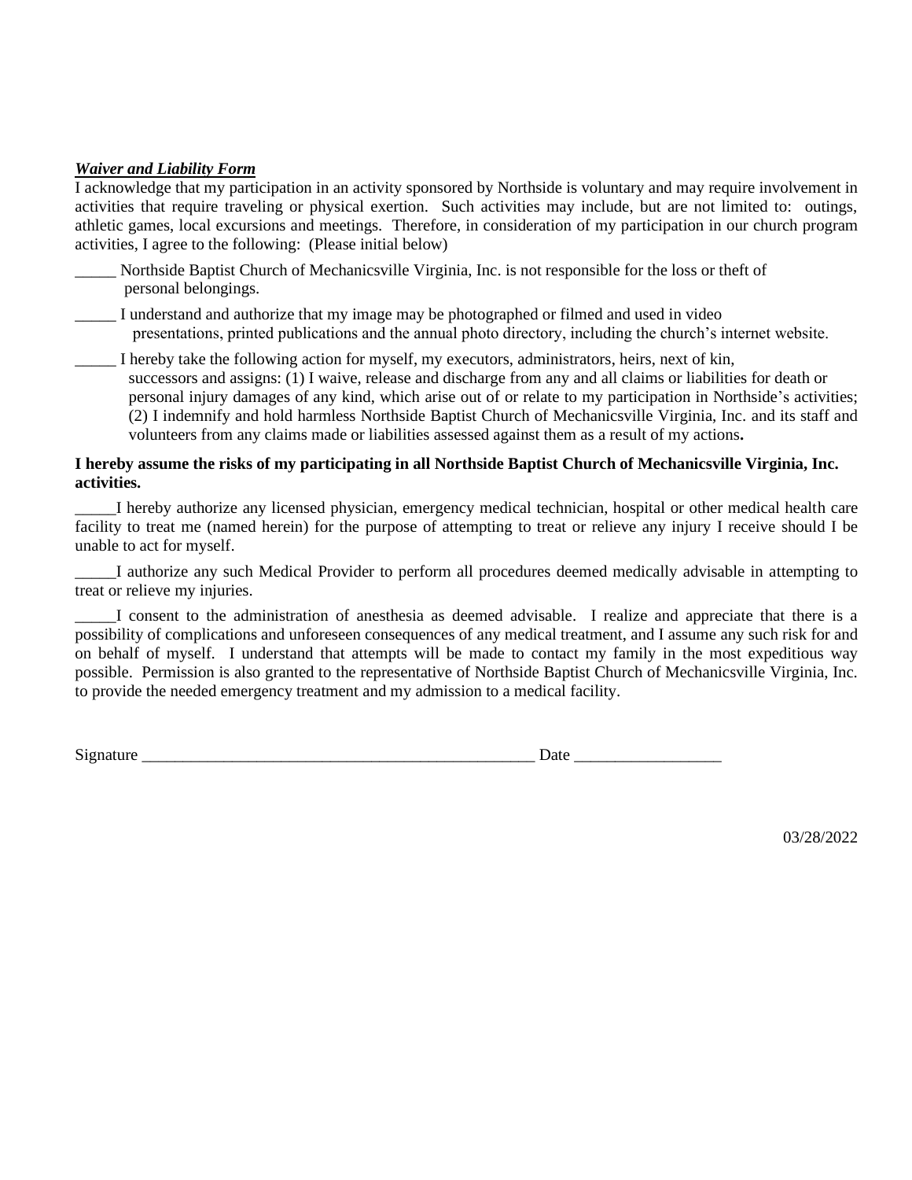***Waiver and Liability Form***

I acknowledge that my participation in an activity sponsored by Northside is voluntary and may require involvement in activities that require traveling or physical exertion. Such activities may include, but are not limited to: outings, athletic games, local excursions and meetings. Therefore, in consideration of my participation in our church program activities, I agree to the following: (Please initial below)

_____ Northside Baptist Church of Mechanicsville Virginia, Inc. is not responsible for the loss or theft of personal belongings.

_____ I understand and authorize that my image may be photographed or filmed and used in video presentations, printed publications and the annual photo directory, including the church's internet website.

_____ I hereby take the following action for myself, my executors, administrators, heirs, next of kin, successors and assigns: (1) I waive, release and discharge from any and all claims or liabilities for death or personal injury damages of any kind, which arise out of or relate to my participation in Northside's activities; (2) I indemnify and hold harmless Northside Baptist Church of Mechanicsville Virginia, Inc. and its staff and volunteers from any claims made or liabilities assessed against them as a result of my actions**.**

**I hereby assume the risks of my participating in all Northside Baptist Church of Mechanicsville Virginia, Inc. activities.**

_____I hereby authorize any licensed physician, emergency medical technician, hospital or other medical health care facility to treat me (named herein) for the purpose of attempting to treat or relieve any injury I receive should I be unable to act for myself.

_____I authorize any such Medical Provider to perform all procedures deemed medically advisable in attempting to treat or relieve my injuries.

_____I consent to the administration of anesthesia as deemed advisable. I realize and appreciate that there is a possibility of complications and unforeseen consequences of any medical treatment, and I assume any such risk for and on behalf of myself. I understand that attempts will be made to contact my family in the most expeditious way possible. Permission is also granted to the representative of Northside Baptist Church of Mechanicsville Virginia, Inc. to provide the needed emergency treatment and my admission to a medical facility.

Signature __________________________________________________ Date __________________

03/28/2022